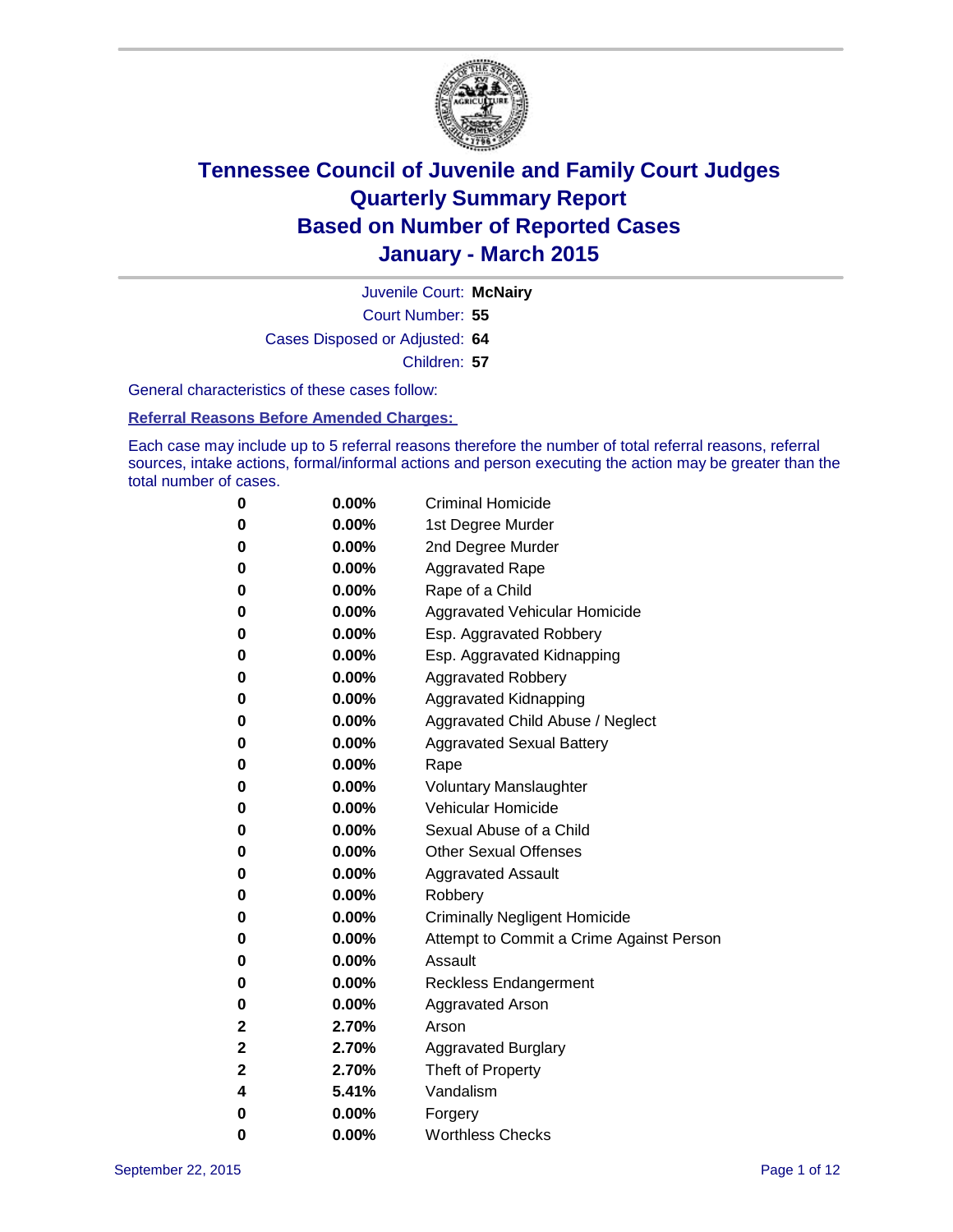# Tennessee Council of Juvenile and Family Court Judges
## Quarterly Summary Report
## Based on Number of Reported Cases
## January - March 2015

Juvenile Court: **McNairy**

Court Number: **55**

Cases Disposed or Adjusted: **64**

Children: **57**

General characteristics of these cases follow:

**Referral Reasons Before Amended Charges:**

Each case may include up to 5 referral reasons therefore the number of total referral reasons, referral sources, intake actions, formal/informal actions and person executing the action may be greater than the total number of cases.

| Count | Percent | Referral Reason |
|---|---|---|
| 0 | 0.00% | Criminal Homicide |
| 0 | 0.00% | 1st Degree Murder |
| 0 | 0.00% | 2nd Degree Murder |
| 0 | 0.00% | Aggravated Rape |
| 0 | 0.00% | Rape of a Child |
| 0 | 0.00% | Aggravated Vehicular Homicide |
| 0 | 0.00% | Esp. Aggravated Robbery |
| 0 | 0.00% | Esp. Aggravated Kidnapping |
| 0 | 0.00% | Aggravated Robbery |
| 0 | 0.00% | Aggravated Kidnapping |
| 0 | 0.00% | Aggravated Child Abuse / Neglect |
| 0 | 0.00% | Aggravated Sexual Battery |
| 0 | 0.00% | Rape |
| 0 | 0.00% | Voluntary Manslaughter |
| 0 | 0.00% | Vehicular Homicide |
| 0 | 0.00% | Sexual Abuse of a Child |
| 0 | 0.00% | Other Sexual Offenses |
| 0 | 0.00% | Aggravated Assault |
| 0 | 0.00% | Robbery |
| 0 | 0.00% | Criminally Negligent Homicide |
| 0 | 0.00% | Attempt to Commit a Crime Against Person |
| 0 | 0.00% | Assault |
| 0 | 0.00% | Reckless Endangerment |
| 0 | 0.00% | Aggravated Arson |
| 2 | 2.70% | Arson |
| 2 | 2.70% | Aggravated Burglary |
| 2 | 2.70% | Theft of Property |
| 4 | 5.41% | Vandalism |
| 0 | 0.00% | Forgery |
| 0 | 0.00% | Worthless Checks |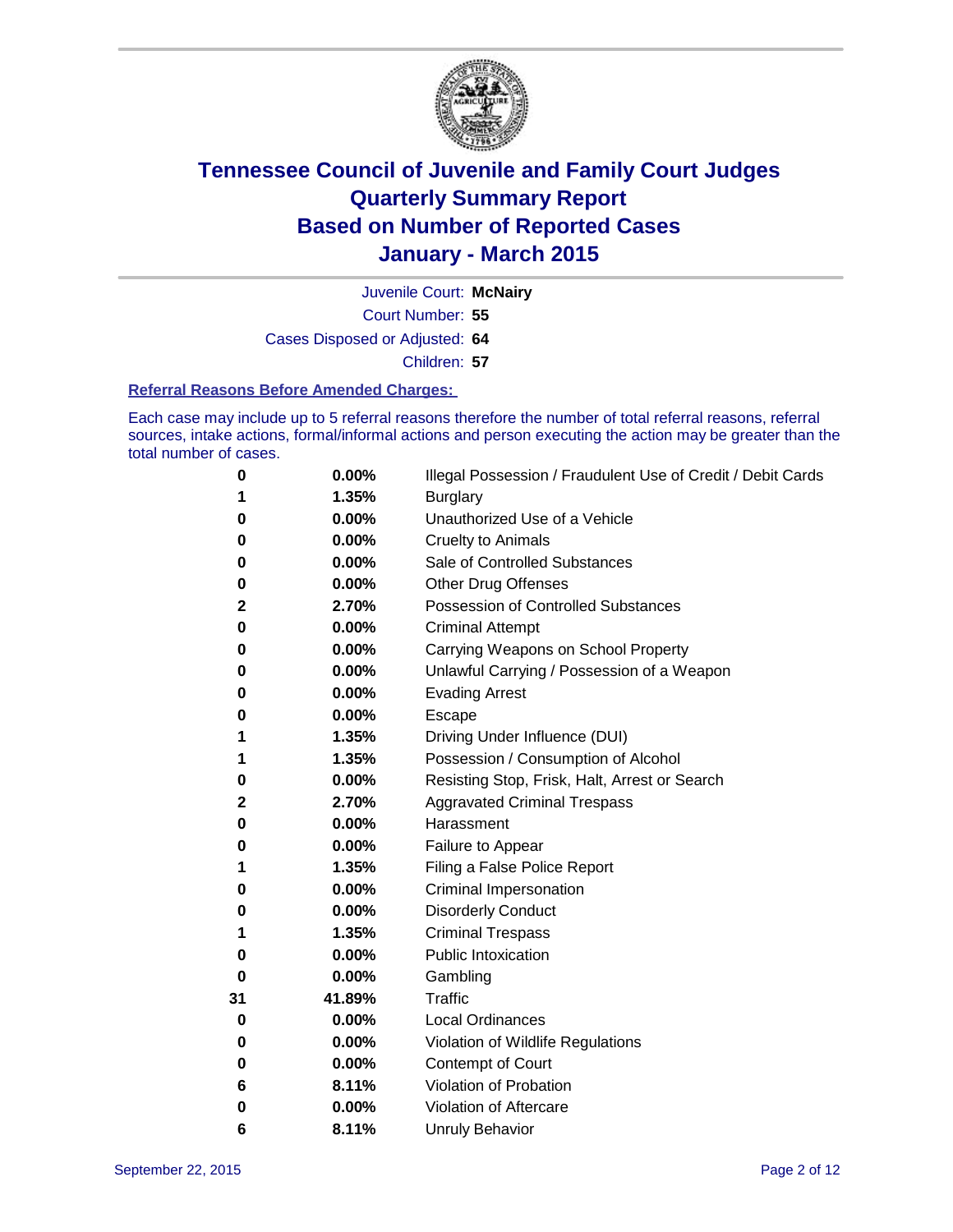# Tennessee Council of Juvenile and Family Court Judges
# Quarterly Summary Report
# Based on Number of Reported Cases
# January - March 2015

Juvenile Court: **McNairy**

Court Number: **55**

Cases Disposed or Adjusted: **64**

Children: **57**

### Referral Reasons Before Amended Charges:

Each case may include up to 5 referral reasons therefore the number of total referral reasons, referral sources, intake actions, formal/informal actions and person executing the action may be greater than the total number of cases.

| Count | Percent | Referral Reason |
|---|---|---|
| 0 | 0.00% | Illegal Possession / Fraudulent Use of Credit / Debit Cards |
| 1 | 1.35% | Burglary |
| 0 | 0.00% | Unauthorized Use of a Vehicle |
| 0 | 0.00% | Cruelty to Animals |
| 0 | 0.00% | Sale of Controlled Substances |
| 0 | 0.00% | Other Drug Offenses |
| 2 | 2.70% | Possession of Controlled Substances |
| 0 | 0.00% | Criminal Attempt |
| 0 | 0.00% | Carrying Weapons on School Property |
| 0 | 0.00% | Unlawful Carrying / Possession of a Weapon |
| 0 | 0.00% | Evading Arrest |
| 0 | 0.00% | Escape |
| 1 | 1.35% | Driving Under Influence (DUI) |
| 1 | 1.35% | Possession / Consumption of Alcohol |
| 0 | 0.00% | Resisting Stop, Frisk, Halt, Arrest or Search |
| 2 | 2.70% | Aggravated Criminal Trespass |
| 0 | 0.00% | Harassment |
| 0 | 0.00% | Failure to Appear |
| 1 | 1.35% | Filing a False Police Report |
| 0 | 0.00% | Criminal Impersonation |
| 0 | 0.00% | Disorderly Conduct |
| 1 | 1.35% | Criminal Trespass |
| 0 | 0.00% | Public Intoxication |
| 0 | 0.00% | Gambling |
| 31 | 41.89% | Traffic |
| 0 | 0.00% | Local Ordinances |
| 0 | 0.00% | Violation of Wildlife Regulations |
| 0 | 0.00% | Contempt of Court |
| 6 | 8.11% | Violation of Probation |
| 0 | 0.00% | Violation of Aftercare |
| 6 | 8.11% | Unruly Behavior |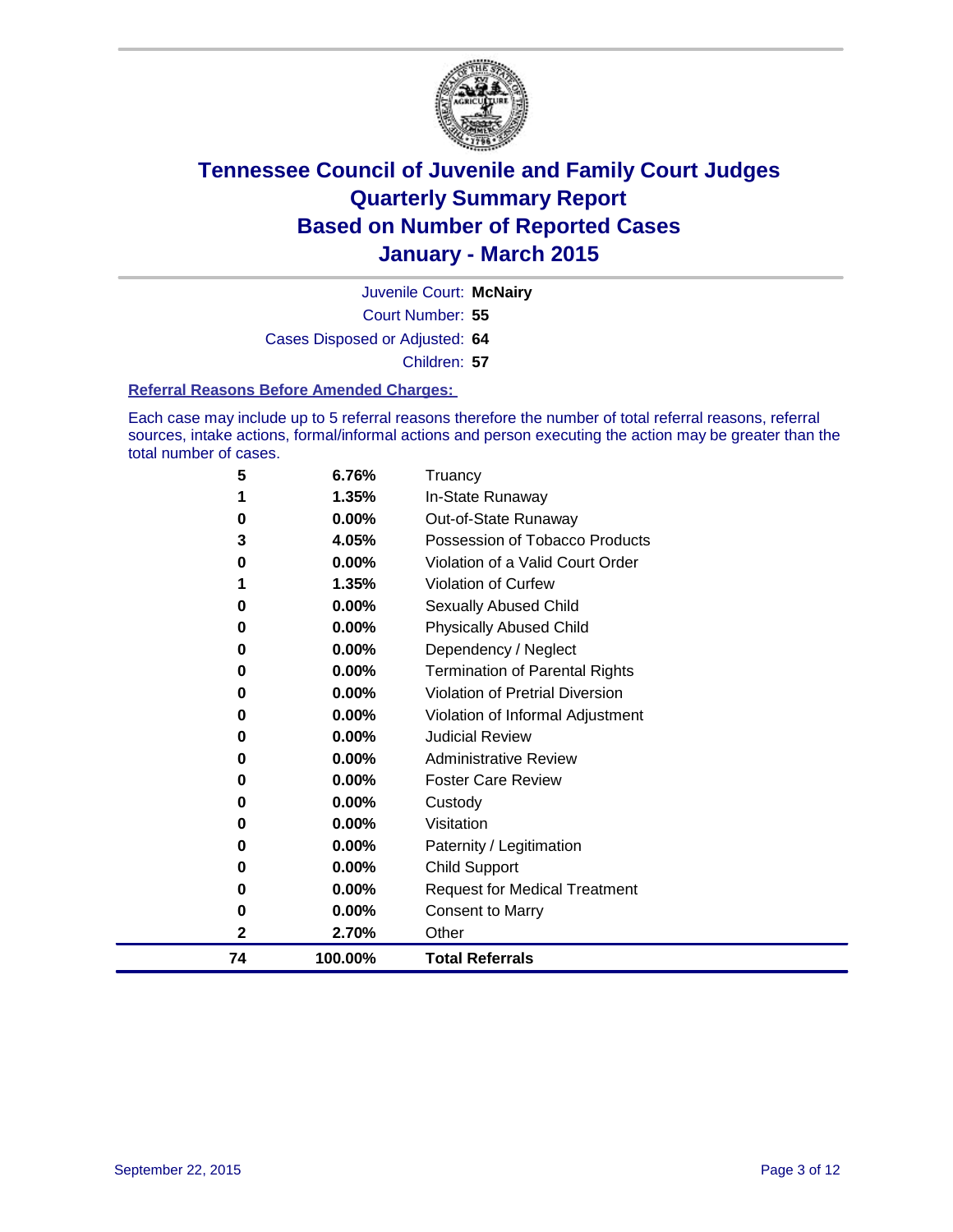# Tennessee Council of Juvenile and Family Court Judges
# Quarterly Summary Report
# Based on Number of Reported Cases
# January - March 2015

Juvenile Court: **McNairy**

Court Number: **55**

Cases Disposed or Adjusted: **64**

Children: **57**

**Referral Reasons Before Amended Charges:**

Each case may include up to 5 referral reasons therefore the number of total referral reasons, referral sources, intake actions, formal/informal actions and person executing the action may be greater than the total number of cases.

| Count | Percent | Referral Reason |
|---|---|---|
| 5 | 6.76% | Truancy |
| 1 | 1.35% | In-State Runaway |
| 0 | 0.00% | Out-of-State Runaway |
| 3 | 4.05% | Possession of Tobacco Products |
| 0 | 0.00% | Violation of a Valid Court Order |
| 1 | 1.35% | Violation of Curfew |
| 0 | 0.00% | Sexually Abused Child |
| 0 | 0.00% | Physically Abused Child |
| 0 | 0.00% | Dependency / Neglect |
| 0 | 0.00% | Termination of Parental Rights |
| 0 | 0.00% | Violation of Pretrial Diversion |
| 0 | 0.00% | Violation of Informal Adjustment |
| 0 | 0.00% | Judicial Review |
| 0 | 0.00% | Administrative Review |
| 0 | 0.00% | Foster Care Review |
| 0 | 0.00% | Custody |
| 0 | 0.00% | Visitation |
| 0 | 0.00% | Paternity / Legitimation |
| 0 | 0.00% | Child Support |
| 0 | 0.00% | Request for Medical Treatment |
| 0 | 0.00% | Consent to Marry |
| 2 | 2.70% | Other |
| **74** | **100.00%** | **Total Referrals** |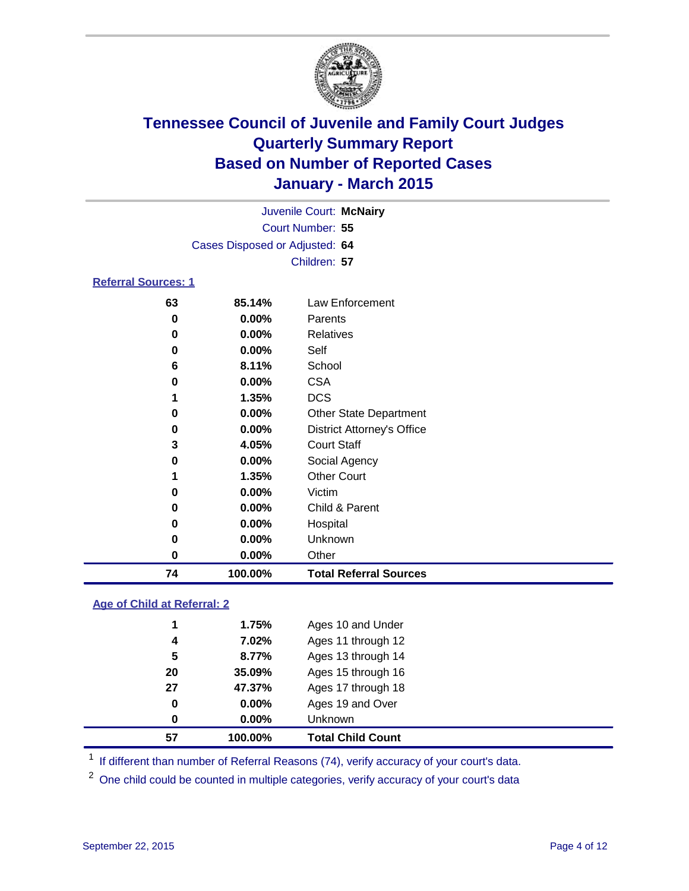# Tennessee Council of Juvenile and Family Court Judges
# Quarterly Summary Report
# Based on Number of Reported Cases
# January - March 2015

Juvenile Court: **McNairy**

Court Number: **55**

Cases Disposed or Adjusted: **64**

Children: **57**

### Referral Sources: 1

| Count | Percent | Source |
|---|---|---|
| 63 | 85.14% | Law Enforcement |
| 0 | 0.00% | Parents |
| 0 | 0.00% | Relatives |
| 0 | 0.00% | Self |
| 6 | 8.11% | School |
| 0 | 0.00% | CSA |
| 1 | 1.35% | DCS |
| 0 | 0.00% | Other State Department |
| 0 | 0.00% | District Attorney's Office |
| 3 | 4.05% | Court Staff |
| 0 | 0.00% | Social Agency |
| 1 | 1.35% | Other Court |
| 0 | 0.00% | Victim |
| 0 | 0.00% | Child & Parent |
| 0 | 0.00% | Hospital |
| 0 | 0.00% | Unknown |
| 0 | 0.00% | Other |
| **74** | **100.00%** | **Total Referral Sources** |

### Age of Child at Referral: 2

| Count | Percent | Age |
|---|---|---|
| 1 | 1.75% | Ages 10 and Under |
| 4 | 7.02% | Ages 11 through 12 |
| 5 | 8.77% | Ages 13 through 14 |
| 20 | 35.09% | Ages 15 through 16 |
| 27 | 47.37% | Ages 17 through 18 |
| 0 | 0.00% | Ages 19 and Over |
| 0 | 0.00% | Unknown |
| **57** | **100.00%** | **Total Child Count** |

[1] If different than number of Referral Reasons (74), verify accuracy of your court's data.

[2] One child could be counted in multiple categories, verify accuracy of your court's data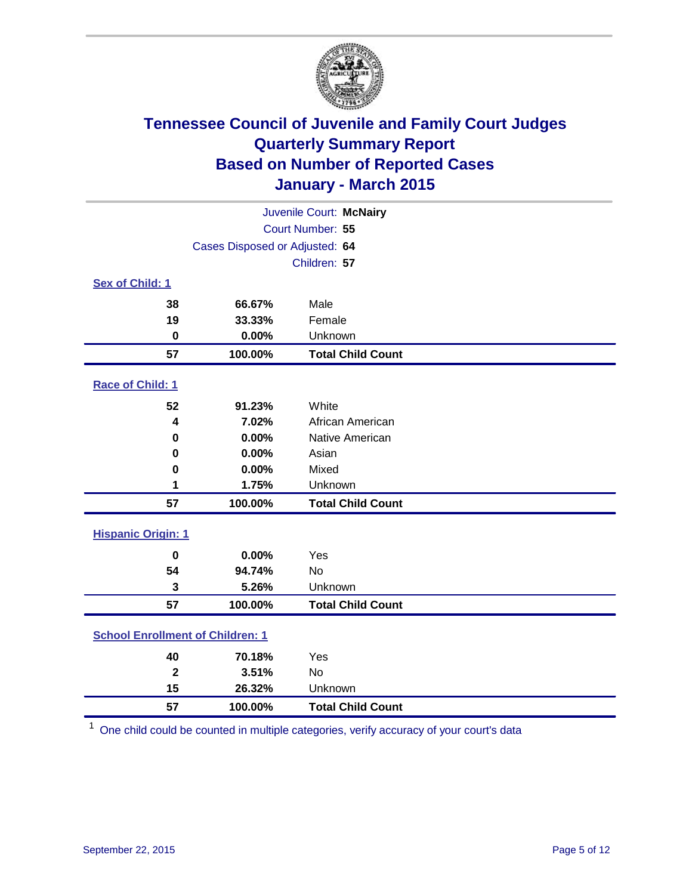# Tennessee Council of Juvenile and Family Court Judges
## Quarterly Summary Report
## Based on Number of Reported Cases
## January - March 2015

Juvenile Court: **McNairy**
Court Number: **55**
Cases Disposed or Adjusted: **64**
Children: **57**

### Sex of Child: 1

| Count | Percent | Category |
|---|---|---|
| 38 | 66.67% | Male |
| 19 | 33.33% | Female |
| 0 | 0.00% | Unknown |
| **57** | **100.00%** | **Total Child Count** |

### Race of Child: 1

| Count | Percent | Category |
|---|---|---|
| 52 | 91.23% | White |
| 4 | 7.02% | African American |
| 0 | 0.00% | Native American |
| 0 | 0.00% | Asian |
| 0 | 0.00% | Mixed |
| 1 | 1.75% | Unknown |
| **57** | **100.00%** | **Total Child Count** |

### Hispanic Origin: 1

| Count | Percent | Category |
|---|---|---|
| 0 | 0.00% | Yes |
| 54 | 94.74% | No |
| 3 | 5.26% | Unknown |
| **57** | **100.00%** | **Total Child Count** |

### School Enrollment of Children: 1

| Count | Percent | Category |
|---|---|---|
| 40 | 70.18% | Yes |
| 2 | 3.51% | No |
| 15 | 26.32% | Unknown |
| **57** | **100.00%** | **Total Child Count** |

[1] One child could be counted in multiple categories, verify accuracy of your court's data

September 22, 2015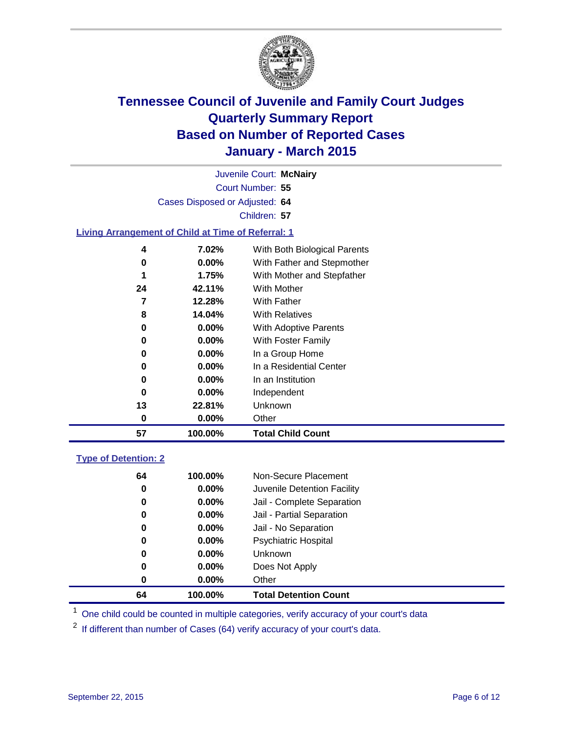# Tennessee Council of Juvenile and Family Court Judges
# Quarterly Summary Report
# Based on Number of Reported Cases
# January - March 2015

Juvenile Court: **McNairy**

Court Number: **55**

Cases Disposed or Adjusted: **64**

Children: **57**

### Living Arrangement of Child at Time of Referral: 1

| Count | Percent | Category |
|---|---|---|
| 4 | 7.02% | With Both Biological Parents |
| 0 | 0.00% | With Father and Stepmother |
| 1 | 1.75% | With Mother and Stepfather |
| 24 | 42.11% | With Mother |
| 7 | 12.28% | With Father |
| 8 | 14.04% | With Relatives |
| 0 | 0.00% | With Adoptive Parents |
| 0 | 0.00% | With Foster Family |
| 0 | 0.00% | In a Group Home |
| 0 | 0.00% | In a Residential Center |
| 0 | 0.00% | In an Institution |
| 0 | 0.00% | Independent |
| 13 | 22.81% | Unknown |
| 0 | 0.00% | Other |
| **57** | **100.00%** | **Total Child Count** |

### Type of Detention: 2

| Count | Percent | Category |
|---|---|---|
| 64 | 100.00% | Non-Secure Placement |
| 0 | 0.00% | Juvenile Detention Facility |
| 0 | 0.00% | Jail - Complete Separation |
| 0 | 0.00% | Jail - Partial Separation |
| 0 | 0.00% | Jail - No Separation |
| 0 | 0.00% | Psychiatric Hospital |
| 0 | 0.00% | Unknown |
| 0 | 0.00% | Does Not Apply |
| 0 | 0.00% | Other |
| **64** | **100.00%** | **Total Detention Count** |

[1] One child could be counted in multiple categories, verify accuracy of your court's data

[2] If different than number of Cases (64) verify accuracy of your court's data.

September 22, 2015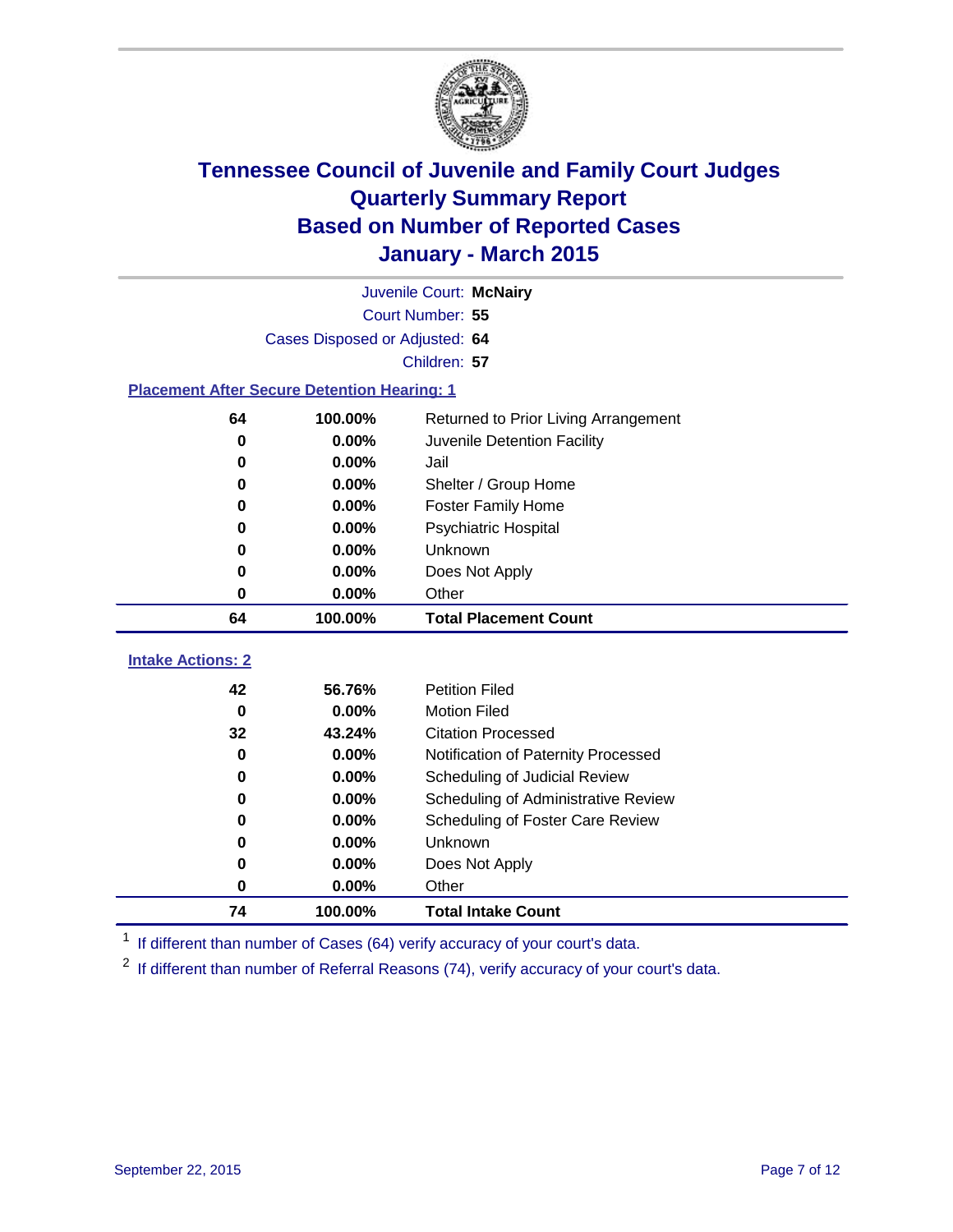# Tennessee Council of Juvenile and Family Court Judges
# Quarterly Summary Report
# Based on Number of Reported Cases
# January - March 2015

Juvenile Court: **McNairy**
Court Number: **55**
Cases Disposed or Adjusted: **64**
Children: **57**

## Placement After Secure Detention Hearing: 1

| Count | Percent | Placement |
|---|---|---|
| 64 | 100.00% | Returned to Prior Living Arrangement |
| 0 | 0.00% | Juvenile Detention Facility |
| 0 | 0.00% | Jail |
| 0 | 0.00% | Shelter / Group Home |
| 0 | 0.00% | Foster Family Home |
| 0 | 0.00% | Psychiatric Hospital |
| 0 | 0.00% | Unknown |
| 0 | 0.00% | Does Not Apply |
| 0 | 0.00% | Other |
| **64** | **100.00%** | **Total Placement Count** |

## Intake Actions: 2

| Count | Percent | Intake Action |
|---|---|---|
| 42 | 56.76% | Petition Filed |
| 0 | 0.00% | Motion Filed |
| 32 | 43.24% | Citation Processed |
| 0 | 0.00% | Notification of Paternity Processed |
| 0 | 0.00% | Scheduling of Judicial Review |
| 0 | 0.00% | Scheduling of Administrative Review |
| 0 | 0.00% | Scheduling of Foster Care Review |
| 0 | 0.00% | Unknown |
| 0 | 0.00% | Does Not Apply |
| 0 | 0.00% | Other |
| **74** | **100.00%** | **Total Intake Count** |

[1] If different than number of Cases (64) verify accuracy of your court's data.

[2] If different than number of Referral Reasons (74), verify accuracy of your court's data.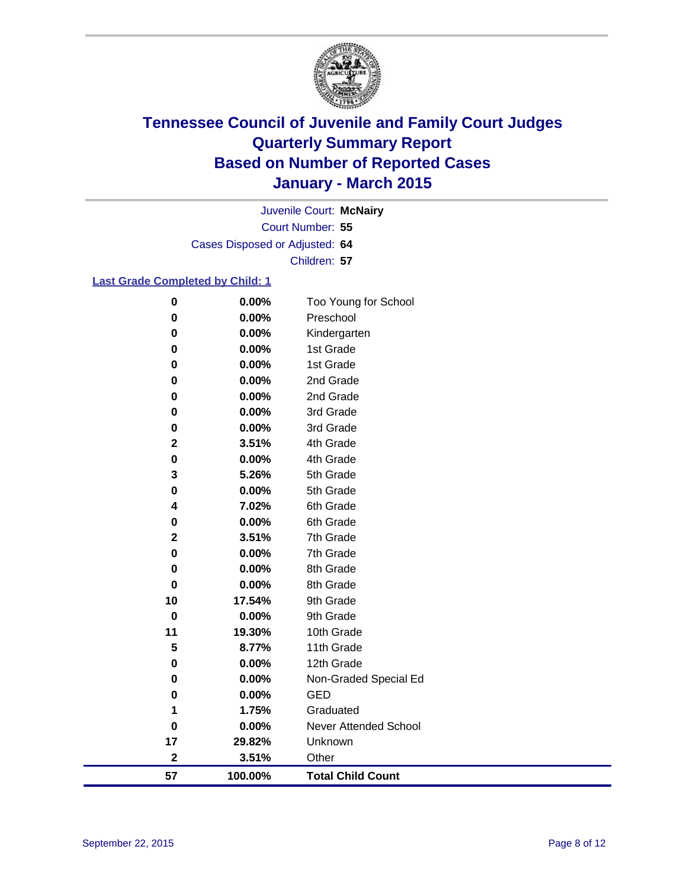# Tennessee Council of Juvenile and Family Court Judges
# Quarterly Summary Report
# Based on Number of Reported Cases
# January - March 2015

Juvenile Court: **McNairy**

Court Number: **55**

Cases Disposed or Adjusted: **64**

Children: **57**

**Last Grade Completed by Child: 1**

| Count | Percent | Grade |
|---|---|---|
| 0 | 0.00% | Too Young for School |
| 0 | 0.00% | Preschool |
| 0 | 0.00% | Kindergarten |
| 0 | 0.00% | 1st Grade |
| 0 | 0.00% | 1st Grade |
| 0 | 0.00% | 2nd Grade |
| 0 | 0.00% | 2nd Grade |
| 0 | 0.00% | 3rd Grade |
| 0 | 0.00% | 3rd Grade |
| 2 | 3.51% | 4th Grade |
| 0 | 0.00% | 4th Grade |
| 3 | 5.26% | 5th Grade |
| 0 | 0.00% | 5th Grade |
| 4 | 7.02% | 6th Grade |
| 0 | 0.00% | 6th Grade |
| 2 | 3.51% | 7th Grade |
| 0 | 0.00% | 7th Grade |
| 0 | 0.00% | 8th Grade |
| 0 | 0.00% | 8th Grade |
| 10 | 17.54% | 9th Grade |
| 0 | 0.00% | 9th Grade |
| 11 | 19.30% | 10th Grade |
| 5 | 8.77% | 11th Grade |
| 0 | 0.00% | 12th Grade |
| 0 | 0.00% | Non-Graded Special Ed |
| 0 | 0.00% | GED |
| 1 | 1.75% | Graduated |
| 0 | 0.00% | Never Attended School |
| 17 | 29.82% | Unknown |
| 2 | 3.51% | Other |
| **57** | **100.00%** | **Total Child Count** |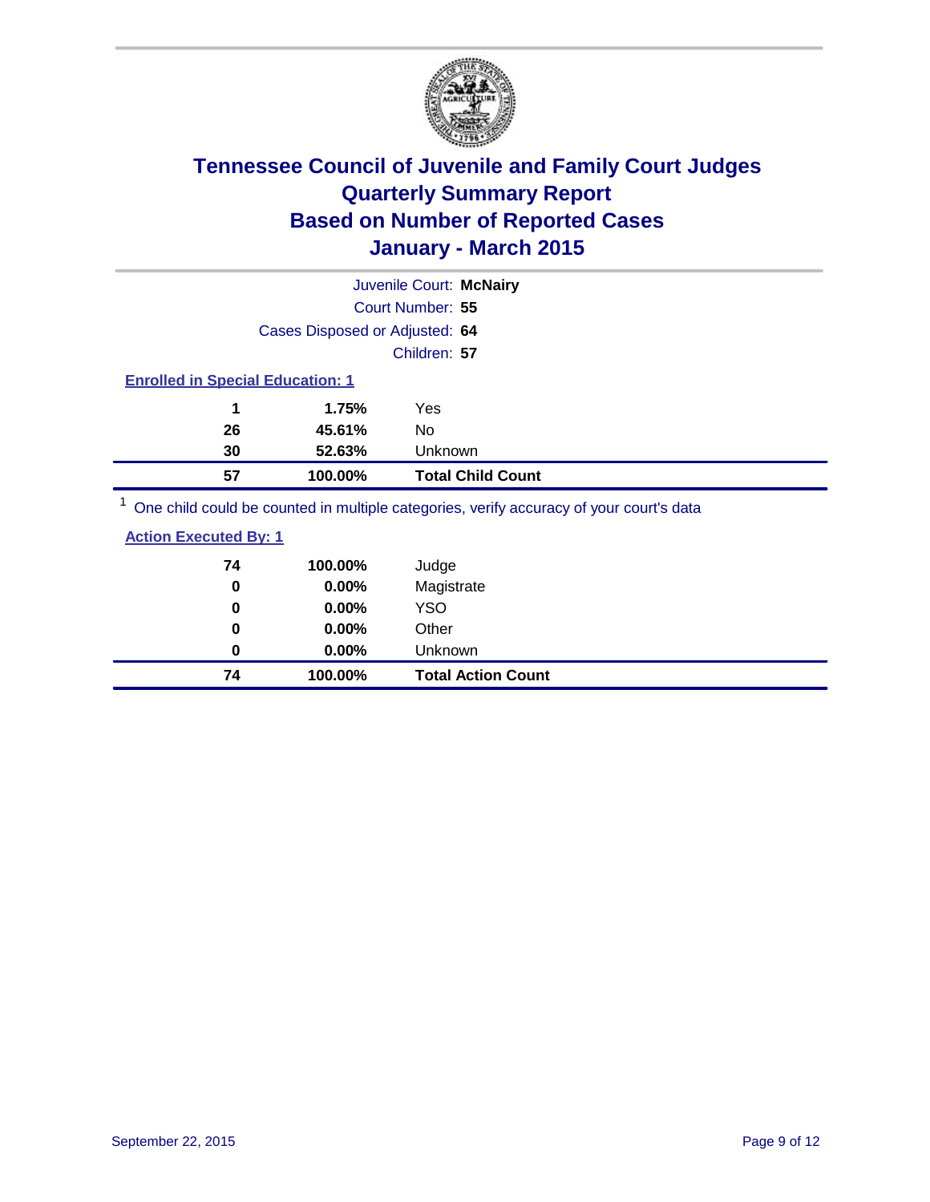# Tennessee Council of Juvenile and Family Court Judges
## Quarterly Summary Report
## Based on Number of Reported Cases
## January - March 2015

Juvenile Court: **McNairy**
Court Number: **55**
Cases Disposed or Adjusted: **64**
Children: **57**

### Enrolled in Special Education: 1

| | | |
|---|---|---|
| **1** | **1.75%** | Yes |
| **26** | **45.61%** | No |
| **30** | **52.63%** | Unknown |
| **57** | **100.00%** | **Total Child Count** |

[1] One child could be counted in multiple categories, verify accuracy of your court's data

### Action Executed By: 1

| | | |
|---|---|---|
| **74** | **100.00%** | Judge |
| **0** | **0.00%** | Magistrate |
| **0** | **0.00%** | YSO |
| **0** | **0.00%** | Other |
| **0** | **0.00%** | Unknown |
| **74** | **100.00%** | **Total Action Count** |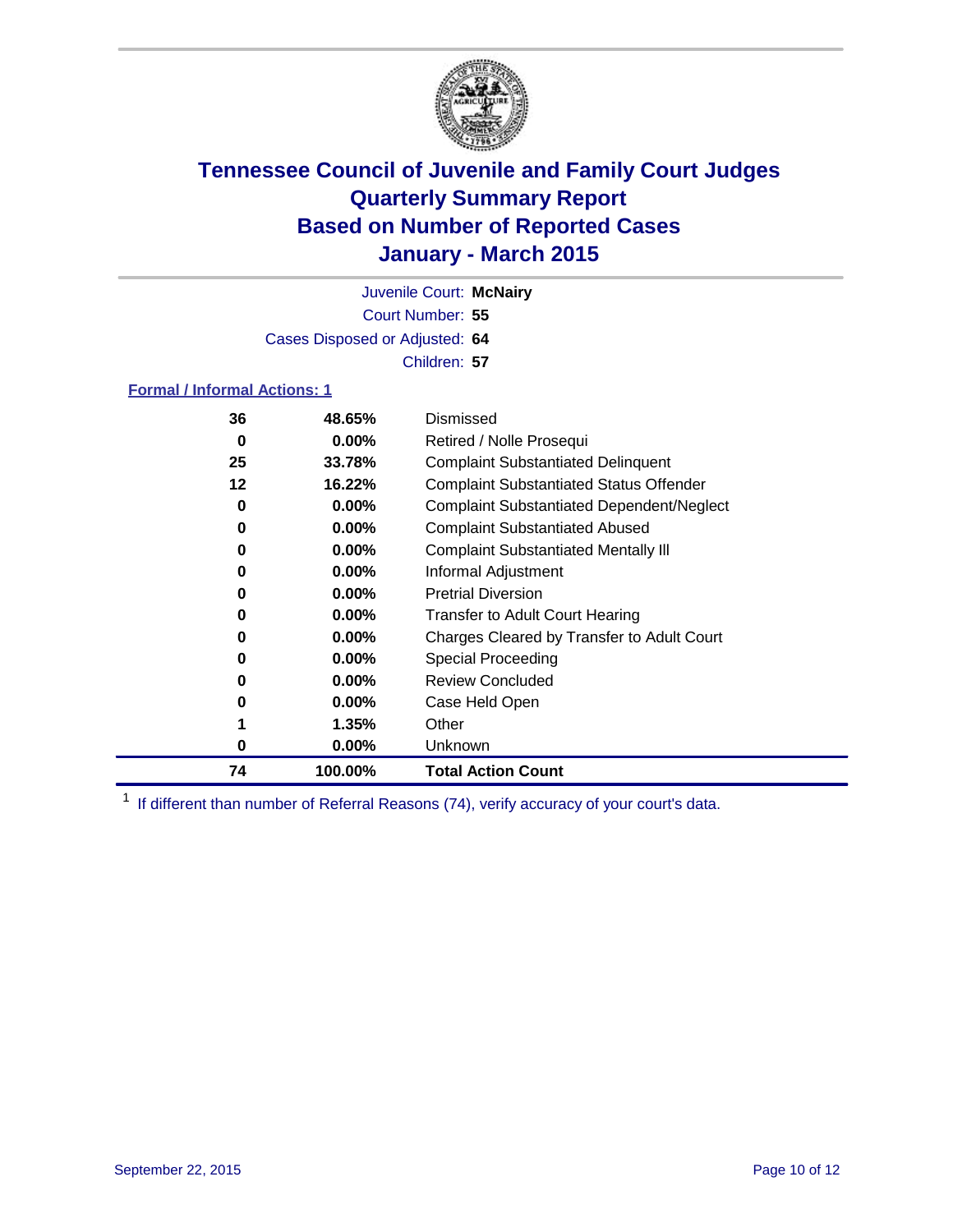# Tennessee Council of Juvenile and Family Court Judges
# Quarterly Summary Report
# Based on Number of Reported Cases
# January - March 2015

Juvenile Court: **McNairy**
Court Number: **55**
Cases Disposed or Adjusted: **64**
Children: **57**

### Formal / Informal Actions: 1

| Count | Percent | Action |
|---|---|---|
| 36 | 48.65% | Dismissed |
| 0 | 0.00% | Retired / Nolle Prosequi |
| 25 | 33.78% | Complaint Substantiated Delinquent |
| 12 | 16.22% | Complaint Substantiated Status Offender |
| 0 | 0.00% | Complaint Substantiated Dependent/Neglect |
| 0 | 0.00% | Complaint Substantiated Abused |
| 0 | 0.00% | Complaint Substantiated Mentally Ill |
| 0 | 0.00% | Informal Adjustment |
| 0 | 0.00% | Pretrial Diversion |
| 0 | 0.00% | Transfer to Adult Court Hearing |
| 0 | 0.00% | Charges Cleared by Transfer to Adult Court |
| 0 | 0.00% | Special Proceeding |
| 0 | 0.00% | Review Concluded |
| 0 | 0.00% | Case Held Open |
| 1 | 1.35% | Other |
| 0 | 0.00% | Unknown |
| **74** | **100.00%** | **Total Action Count** |

[1] If different than number of Referral Reasons (74), verify accuracy of your court's data.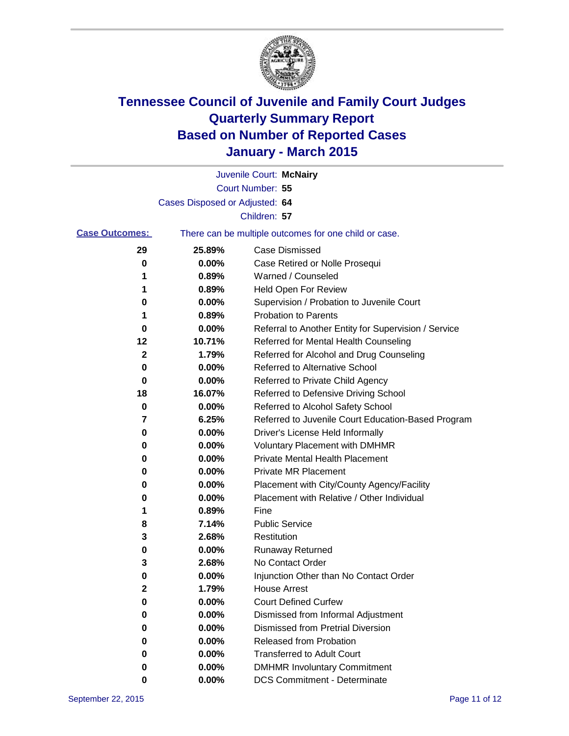# Tennessee Council of Juvenile and Family Court Judges
# Quarterly Summary Report
# Based on Number of Reported Cases
# January - March 2015

Juvenile Court: **McNairy**
Court Number: **55**
Cases Disposed or Adjusted: **64**
Children: **57**

**Case Outcomes:** There can be multiple outcomes for one child or case.

| Count | Percent | Outcome |
|---|---|---|
| 29 | 25.89% | Case Dismissed |
| 0 | 0.00% | Case Retired or Nolle Prosequi |
| 1 | 0.89% | Warned / Counseled |
| 1 | 0.89% | Held Open For Review |
| 0 | 0.00% | Supervision / Probation to Juvenile Court |
| 1 | 0.89% | Probation to Parents |
| 0 | 0.00% | Referral to Another Entity for Supervision / Service |
| 12 | 10.71% | Referred for Mental Health Counseling |
| 2 | 1.79% | Referred for Alcohol and Drug Counseling |
| 0 | 0.00% | Referred to Alternative School |
| 0 | 0.00% | Referred to Private Child Agency |
| 18 | 16.07% | Referred to Defensive Driving School |
| 0 | 0.00% | Referred to Alcohol Safety School |
| 7 | 6.25% | Referred to Juvenile Court Education-Based Program |
| 0 | 0.00% | Driver's License Held Informally |
| 0 | 0.00% | Voluntary Placement with DMHMR |
| 0 | 0.00% | Private Mental Health Placement |
| 0 | 0.00% | Private MR Placement |
| 0 | 0.00% | Placement with City/County Agency/Facility |
| 0 | 0.00% | Placement with Relative / Other Individual |
| 1 | 0.89% | Fine |
| 8 | 7.14% | Public Service |
| 3 | 2.68% | Restitution |
| 0 | 0.00% | Runaway Returned |
| 3 | 2.68% | No Contact Order |
| 0 | 0.00% | Injunction Other than No Contact Order |
| 2 | 1.79% | House Arrest |
| 0 | 0.00% | Court Defined Curfew |
| 0 | 0.00% | Dismissed from Informal Adjustment |
| 0 | 0.00% | Dismissed from Pretrial Diversion |
| 0 | 0.00% | Released from Probation |
| 0 | 0.00% | Transferred to Adult Court |
| 0 | 0.00% | DMHMR Involuntary Commitment |
| 0 | 0.00% | DCS Commitment - Determinate |

September 22, 2015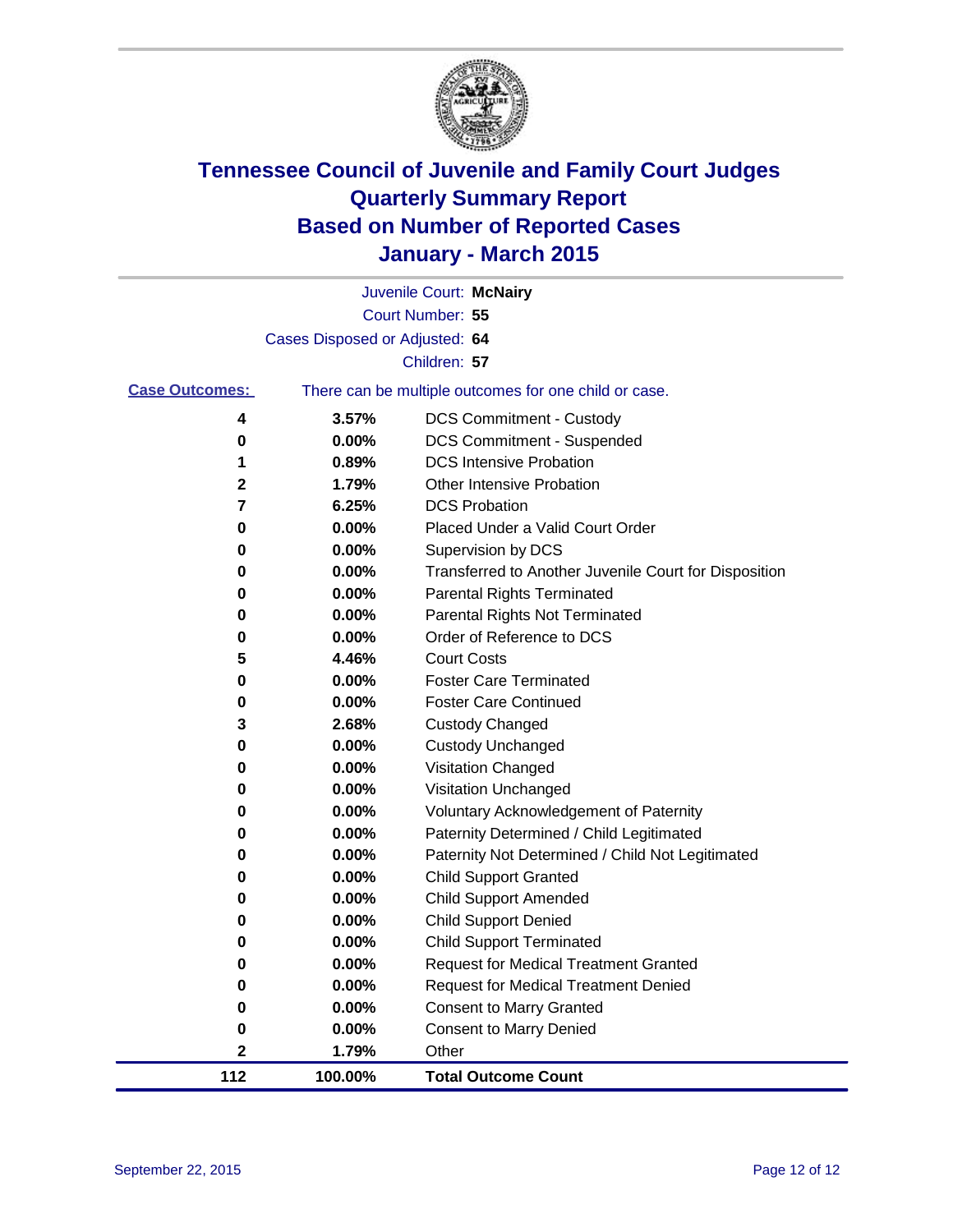# Tennessee Council of Juvenile and Family Court Judges
# Quarterly Summary Report
# Based on Number of Reported Cases
# January - March 2015

Juvenile Court: **McNairy**

Court Number: **55**

Cases Disposed or Adjusted: **64**

Children: **57**

**Case Outcomes:** There can be multiple outcomes for one child or case.

| | | |
|---|---|---|
| 4 | 3.57% | DCS Commitment - Custody |
| 0 | 0.00% | DCS Commitment - Suspended |
| 1 | 0.89% | DCS Intensive Probation |
| 2 | 1.79% | Other Intensive Probation |
| 7 | 6.25% | DCS Probation |
| 0 | 0.00% | Placed Under a Valid Court Order |
| 0 | 0.00% | Supervision by DCS |
| 0 | 0.00% | Transferred to Another Juvenile Court for Disposition |
| 0 | 0.00% | Parental Rights Terminated |
| 0 | 0.00% | Parental Rights Not Terminated |
| 0 | 0.00% | Order of Reference to DCS |
| 5 | 4.46% | Court Costs |
| 0 | 0.00% | Foster Care Terminated |
| 0 | 0.00% | Foster Care Continued |
| 3 | 2.68% | Custody Changed |
| 0 | 0.00% | Custody Unchanged |
| 0 | 0.00% | Visitation Changed |
| 0 | 0.00% | Visitation Unchanged |
| 0 | 0.00% | Voluntary Acknowledgement of Paternity |
| 0 | 0.00% | Paternity Determined / Child Legitimated |
| 0 | 0.00% | Paternity Not Determined / Child Not Legitimated |
| 0 | 0.00% | Child Support Granted |
| 0 | 0.00% | Child Support Amended |
| 0 | 0.00% | Child Support Denied |
| 0 | 0.00% | Child Support Terminated |
| 0 | 0.00% | Request for Medical Treatment Granted |
| 0 | 0.00% | Request for Medical Treatment Denied |
| 0 | 0.00% | Consent to Marry Granted |
| 0 | 0.00% | Consent to Marry Denied |
| 2 | 1.79% | Other |
| **112** | **100.00%** | **Total Outcome Count** |

September 22, 2015